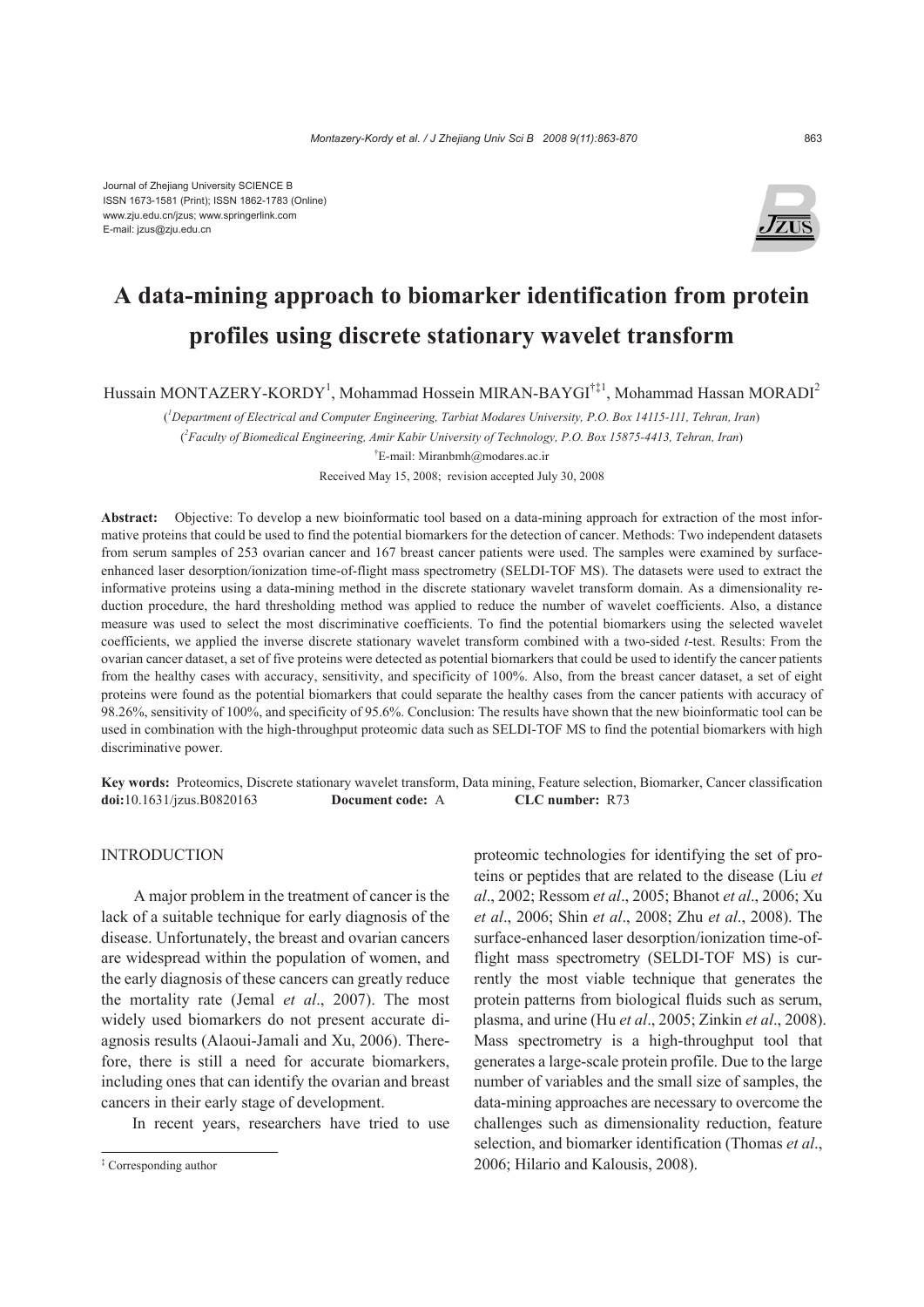Journal of Zhejiang University SCIENCE B
ISSN 1673-1581 (Print); ISSN 1862-1783 (Online)
www.zju.edu.cn/jzus; www.springerlink.com
E-mail: jzus@zju.edu.cn

# A data-mining approach to biomarker identification from protein profiles using discrete stationary wavelet transform

Hussain MONTAZERY-KORDY[1], Mohammad Hossein MIRAN-BAYGI[†‡1], Mohammad Hassan MORADI[2]

([1]*Department of Electrical and Computer Engineering, Tarbiat Modares University, P.O. Box 14115-111, Tehran, Iran*)

([2]*Faculty of Biomedical Engineering, Amir Kabir University of Technology, P.O. Box 15875-4413, Tehran, Iran*)

[†]E-mail: Miranbmh@modares.ac.ir

Received May 15, 2008; revision accepted July 30, 2008

**Abstract:** Objective: To develop a new bioinformatic tool based on a data-mining approach for extraction of the most informative proteins that could be used to find the potential biomarkers for the detection of cancer. Methods: Two independent datasets from serum samples of 253 ovarian cancer and 167 breast cancer patients were used. The samples were examined by surface-enhanced laser desorption/ionization time-of-flight mass spectrometry (SELDI-TOF MS). The datasets were used to extract the informative proteins using a data-mining method in the discrete stationary wavelet transform domain. As a dimensionality reduction procedure, the hard thresholding method was applied to reduce the number of wavelet coefficients. Also, a distance measure was used to select the most discriminative coefficients. To find the potential biomarkers using the selected wavelet coefficients, we applied the inverse discrete stationary wavelet transform combined with a two-sided *t*-test. Results: From the ovarian cancer dataset, a set of five proteins were detected as potential biomarkers that could be used to identify the cancer patients from the healthy cases with accuracy, sensitivity, and specificity of 100%. Also, from the breast cancer dataset, a set of eight proteins were found as the potential biomarkers that could separate the healthy cases from the cancer patients with accuracy of 98.26%, sensitivity of 100%, and specificity of 95.6%. Conclusion: The results have shown that the new bioinformatic tool can be used in combination with the high-throughput proteomic data such as SELDI-TOF MS to find the potential biomarkers with high discriminative power.

**Key words:** Proteomics, Discrete stationary wavelet transform, Data mining, Feature selection, Biomarker, Cancer classification
**doi:**10.1631/jzus.B0820163 **Document code:** A **CLC number:** R73

## INTRODUCTION

A major problem in the treatment of cancer is the lack of a suitable technique for early diagnosis of the disease. Unfortunately, the breast and ovarian cancers are widespread within the population of women, and the early diagnosis of these cancers can greatly reduce the mortality rate (Jemal *et al*., 2007). The most widely used biomarkers do not present accurate diagnosis results (Alaoui-Jamali and Xu, 2006). Therefore, there is still a need for accurate biomarkers, including ones that can identify the ovarian and breast cancers in their early stage of development.

In recent years, researchers have tried to use proteomic technologies for identifying the set of proteins or peptides that are related to the disease (Liu *et al*., 2002; Ressom *et al*., 2005; Bhanot *et al*., 2006; Xu *et al*., 2006; Shin *et al*., 2008; Zhu *et al*., 2008). The surface-enhanced laser desorption/ionization time-of-flight mass spectrometry (SELDI-TOF MS) is currently the most viable technique that generates the protein patterns from biological fluids such as serum, plasma, and urine (Hu *et al*., 2005; Zinkin *et al*., 2008). Mass spectrometry is a high-throughput tool that generates a large-scale protein profile. Due to the large number of variables and the small size of samples, the data-mining approaches are necessary to overcome the challenges such as dimensionality reduction, feature selection, and biomarker identification (Thomas *et al*., 2006; Hilario and Kalousis, 2008).

[‡] Corresponding author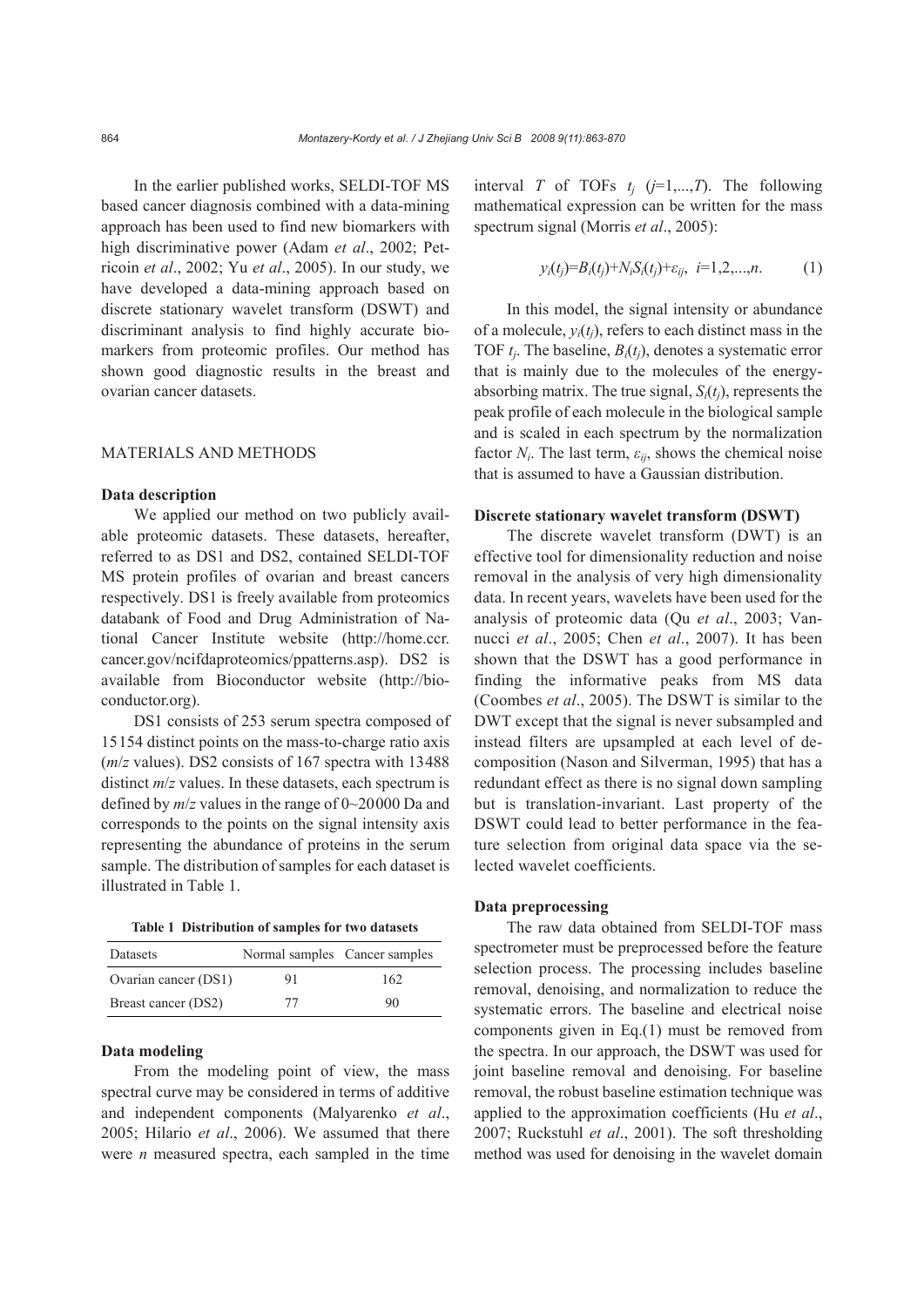In the earlier published works, SELDI-TOF MS based cancer diagnosis combined with a data-mining approach has been used to find new biomarkers with high discriminative power (Adam *et al*., 2002; Petricoin *et al*., 2002; Yu *et al*., 2005). In our study, we have developed a data-mining approach based on discrete stationary wavelet transform (DSWT) and discriminant analysis to find highly accurate biomarkers from proteomic profiles. Our method has shown good diagnostic results in the breast and ovarian cancer datasets.

## MATERIALS AND METHODS

### Data description

We applied our method on two publicly available proteomic datasets. These datasets, hereafter, referred to as DS1 and DS2, contained SELDI-TOF MS protein profiles of ovarian and breast cancers respectively. DS1 is freely available from proteomics databank of Food and Drug Administration of National Cancer Institute website (http://home.ccr.cancer.gov/ncifdaproteomics/ppatterns.asp). DS2 is available from Bioconductor website (http://bioconductor.org).

DS1 consists of 253 serum spectra composed of 15154 distinct points on the mass-to-charge ratio axis ($m/z$ values). DS2 consists of 167 spectra with 13488 distinct $m/z$ values. In these datasets, each spectrum is defined by $m/z$ values in the range of 0~20000 Da and corresponds to the points on the signal intensity axis representing the abundance of proteins in the serum sample. The distribution of samples for each dataset is illustrated in Table 1.

**Table 1 Distribution of samples for two datasets**

| Datasets | Normal samples | Cancer samples |
|---|---|---|
| Ovarian cancer (DS1) | 91 | 162 |
| Breast cancer (DS2) | 77 | 90 |

### Data modeling

From the modeling point of view, the mass spectral curve may be considered in terms of additive and independent components (Malyarenko *et al*., 2005; Hilario *et al*., 2006). We assumed that there were $n$ measured spectra, each sampled in the time interval $T$ of TOFs $t_j$ ($j$=1,...,$T$). The following mathematical expression can be written for the mass spectrum signal (Morris *et al*., 2005):

$$y_i(t_j)=B_i(t_j)+N_iS_i(t_j)+\varepsilon_{ij},\ \ i=1,2,...,n. \tag{1}$$

In this model, the signal intensity or abundance of a molecule, $y_i(t_j)$, refers to each distinct mass in the TOF $t_j$. The baseline, $B_i(t_j)$, denotes a systematic error that is mainly due to the molecules of the energy-absorbing matrix. The true signal, $S_i(t_j)$, represents the peak profile of each molecule in the biological sample and is scaled in each spectrum by the normalization factor $N_i$. The last term, $\varepsilon_{ij}$, shows the chemical noise that is assumed to have a Gaussian distribution.

### Discrete stationary wavelet transform (DSWT)

The discrete wavelet transform (DWT) is an effective tool for dimensionality reduction and noise removal in the analysis of very high dimensionality data. In recent years, wavelets have been used for the analysis of proteomic data (Qu *et al*., 2003; Vannucci *et al*., 2005; Chen *et al*., 2007). It has been shown that the DSWT has a good performance in finding the informative peaks from MS data (Coombes *et al*., 2005). The DSWT is similar to the DWT except that the signal is never subsampled and instead filters are upsampled at each level of decomposition (Nason and Silverman, 1995) that has a redundant effect as there is no signal down sampling but is translation-invariant. Last property of the DSWT could lead to better performance in the feature selection from original data space via the selected wavelet coefficients.

### Data preprocessing

The raw data obtained from SELDI-TOF mass spectrometer must be preprocessed before the feature selection process. The processing includes baseline removal, denoising, and normalization to reduce the systematic errors. The baseline and electrical noise components given in Eq.(1) must be removed from the spectra. In our approach, the DSWT was used for joint baseline removal and denoising. For baseline removal, the robust baseline estimation technique was applied to the approximation coefficients (Hu *et al*., 2007; Ruckstuhl *et al*., 2001). The soft thresholding method was used for denoising in the wavelet domain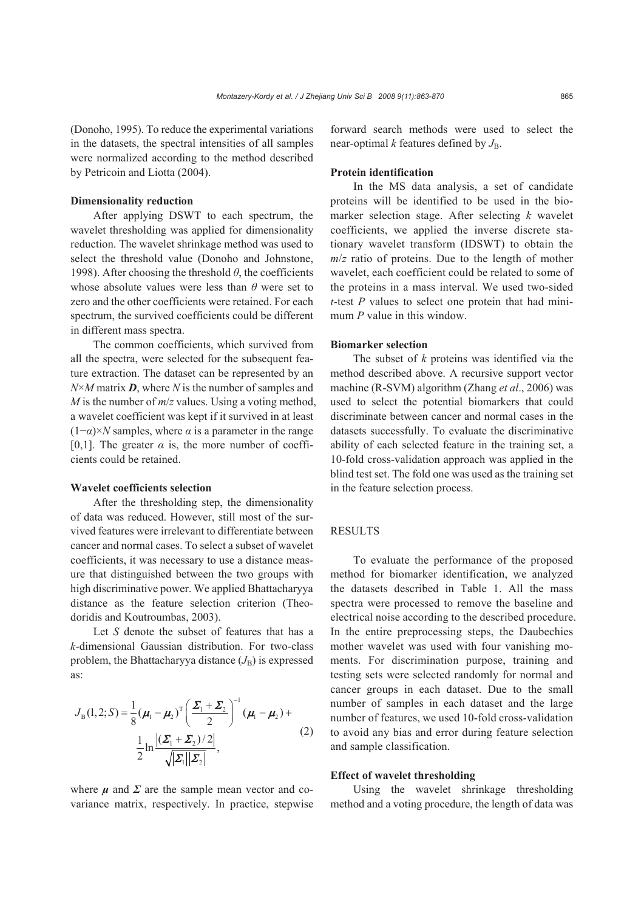(Donoho, 1995). To reduce the experimental variations in the datasets, the spectral intensities of all samples were normalized according to the method described by Petricoin and Liotta (2004).

**Dimensionality reduction**

After applying DSWT to each spectrum, the wavelet thresholding was applied for dimensionality reduction. The wavelet shrinkage method was used to select the threshold value (Donoho and Johnstone, 1998). After choosing the threshold $\theta$, the coefficients whose absolute values were less than $\theta$ were set to zero and the other coefficients were retained. For each spectrum, the survived coefficients could be different in different mass spectra.

The common coefficients, which survived from all the spectra, were selected for the subsequent feature extraction. The dataset can be represented by an $N \times M$ matrix $\boldsymbol{D}$, where $N$ is the number of samples and $M$ is the number of $m/z$ values. Using a voting method, a wavelet coefficient was kept if it survived in at least $(1-\alpha)\times N$ samples, where $\alpha$ is a parameter in the range [0,1]. The greater $\alpha$ is, the more number of coefficients could be retained.

**Wavelet coefficients selection**

After the thresholding step, the dimensionality of data was reduced. However, still most of the survived features were irrelevant to differentiate between cancer and normal cases. To select a subset of wavelet coefficients, it was necessary to use a distance measure that distinguished between the two groups with high discriminative power. We applied Bhattacharyya distance as the feature selection criterion (Theodoridis and Koutroumbas, 2003).

Let $S$ denote the subset of features that has a $k$-dimensional Gaussian distribution. For two-class problem, the Bhattacharyya distance ($J_{\mathrm{B}}$) is expressed as:

$$J_{\mathrm{B}}(1,2;S) = \frac{1}{8}(\boldsymbol{\mu}_1 - \boldsymbol{\mu}_2)^{\mathrm{T}} \left( \frac{\boldsymbol{\Sigma}_1 + \boldsymbol{\Sigma}_2}{2} \right)^{-1} (\boldsymbol{\mu}_1 - \boldsymbol{\mu}_2) + \frac{1}{2} \ln \frac{\left| (\boldsymbol{\Sigma}_1 + \boldsymbol{\Sigma}_2)/2 \right|}{\sqrt{|\boldsymbol{\Sigma}_1||\boldsymbol{\Sigma}_2|}}, \tag{2}$$

where $\boldsymbol{\mu}$ and $\boldsymbol{\Sigma}$ are the sample mean vector and covariance matrix, respectively. In practice, stepwise forward search methods were used to select the near-optimal $k$ features defined by $J_{\mathrm{B}}$.

**Protein identification**

In the MS data analysis, a set of candidate proteins will be identified to be used in the biomarker selection stage. After selecting $k$ wavelet coefficients, we applied the inverse discrete stationary wavelet transform (IDSWT) to obtain the $m/z$ ratio of proteins. Due to the length of mother wavelet, each coefficient could be related to some of the proteins in a mass interval. We used two-sided $t$-test $P$ values to select one protein that had minimum $P$ value in this window.

**Biomarker selection**

The subset of $k$ proteins was identified via the method described above. A recursive support vector machine (R-SVM) algorithm (Zhang *et al*., 2006) was used to select the potential biomarkers that could discriminate between cancer and normal cases in the datasets successfully. To evaluate the discriminative ability of each selected feature in the training set, a 10-fold cross-validation approach was applied in the blind test set. The fold one was used as the training set in the feature selection process.

## RESULTS

To evaluate the performance of the proposed method for biomarker identification, we analyzed the datasets described in Table 1. All the mass spectra were processed to remove the baseline and electrical noise according to the described procedure. In the entire preprocessing steps, the Daubechies mother wavelet was used with four vanishing moments. For discrimination purpose, training and testing sets were selected randomly for normal and cancer groups in each dataset. Due to the small number of samples in each dataset and the large number of features, we used 10-fold cross-validation to avoid any bias and error during feature selection and sample classification.

**Effect of wavelet thresholding**

Using the wavelet shrinkage thresholding method and a voting procedure, the length of data was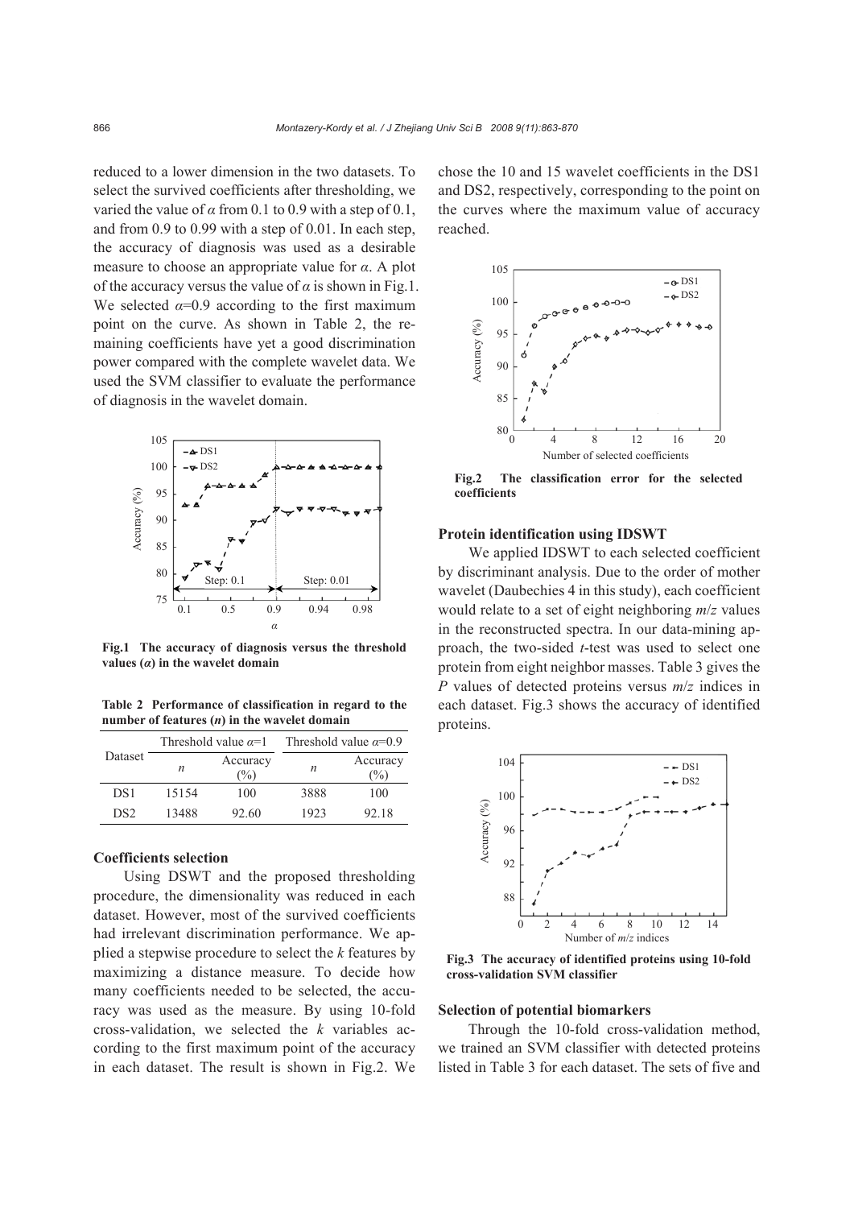reduced to a lower dimension in the two datasets. To select the survived coefficients after thresholding, we varied the value of $\alpha$ from 0.1 to 0.9 with a step of 0.1, and from 0.9 to 0.99 with a step of 0.01. In each step, the accuracy of diagnosis was used as a desirable measure to choose an appropriate value for $\alpha$. A plot of the accuracy versus the value of $\alpha$ is shown in Fig.1. We selected $\alpha$=0.9 according to the first maximum point on the curve. As shown in Table 2, the remaining coefficients have yet a good discrimination power compared with the complete wavelet data. We used the SVM classifier to evaluate the performance of diagnosis in the wavelet domain.

**Fig.1 The accuracy of diagnosis versus the threshold values ($\alpha$) in the wavelet domain**

**Table 2 Performance of classification in regard to the number of features ($n$) in the wavelet domain**

| Dataset | Threshold value $\alpha$=1 | | Threshold value $\alpha$=0.9 | |
|---|---|---|---|---|
| | $n$ | Accuracy (%) | $n$ | Accuracy (%) |
| DS1 | 15154 | 100 | 3888 | 100 |
| DS2 | 13488 | 92.60 | 1923 | 92.18 |

### Coefficients selection

Using DSWT and the proposed thresholding procedure, the dimensionality was reduced in each dataset. However, most of the survived coefficients had irrelevant discrimination performance. We applied a stepwise procedure to select the $k$ features by maximizing a distance measure. To decide how many coefficients needed to be selected, the accuracy was used as the measure. By using 10-fold cross-validation, we selected the $k$ variables according to the first maximum point of the accuracy in each dataset. The result is shown in Fig.2. We chose the 10 and 15 wavelet coefficients in the DS1 and DS2, respectively, corresponding to the point on the curves where the maximum value of accuracy reached.

**Fig.2 The classification error for the selected coefficients**

### Protein identification using IDSWT

We applied IDSWT to each selected coefficient by discriminant analysis. Due to the order of mother wavelet (Daubechies 4 in this study), each coefficient would relate to a set of eight neighboring $m/z$ values in the reconstructed spectra. In our data-mining approach, the two-sided $t$-test was used to select one protein from eight neighbor masses. Table 3 gives the $P$ values of detected proteins versus $m/z$ indices in each dataset. Fig.3 shows the accuracy of identified proteins.

**Fig.3 The accuracy of identified proteins using 10-fold cross-validation SVM classifier**

### Selection of potential biomarkers

Through the 10-fold cross-validation method, we trained an SVM classifier with detected proteins listed in Table 3 for each dataset. The sets of five and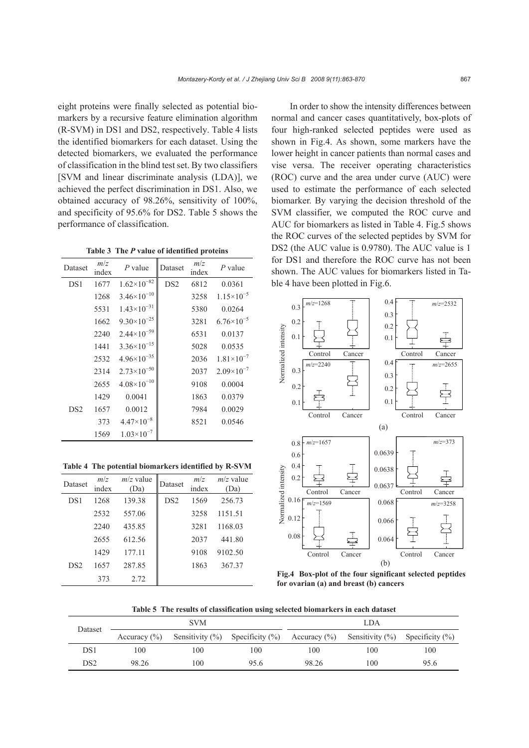eight proteins were finally selected as potential biomarkers by a recursive feature elimination algorithm (R-SVM) in DS1 and DS2, respectively. Table 4 lists the identified biomarkers for each dataset. Using the detected biomarkers, we evaluated the performance of classification in the blind test set. By two classifiers [SVM and linear discriminate analysis (LDA)], we achieved the perfect discrimination in DS1. Also, we obtained accuracy of 98.26%, sensitivity of 100%, and specificity of 95.6% for DS2. Table 5 shows the performance of classification.

**Table 3 The *P* value of identified proteins**

| Dataset | *m*/*z* index | *P* value | Dataset | *m*/*z* index | *P* value |
|---|---|---|---|---|---|
| DS1 | 1677 | $1.62\times10^{-82}$ | DS2 | 6812 | 0.0361 |
| | 1268 | $3.46\times10^{-10}$ | | 3258 | $1.15\times10^{-5}$ |
| | 5531 | $1.43\times10^{-31}$ | | 5380 | 0.0264 |
| | 1662 | $9.30\times10^{-25}$ | | 3281 | $6.76\times10^{-5}$ |
| | 2240 | $2.44\times10^{-59}$ | | 6531 | 0.0137 |
| | 1441 | $3.36\times10^{-15}$ | | 5028 | 0.0535 |
| | 2532 | $4.96\times10^{-35}$ | | 2036 | $1.81\times10^{-7}$ |
| | 2314 | $2.73\times10^{-50}$ | | 2037 | $2.09\times10^{-7}$ |
| | 2655 | $4.08\times10^{-10}$ | | 9108 | 0.0004 |
| | 1429 | 0.0041 | | 1863 | 0.0379 |
| DS2 | 1657 | 0.0012 | | 7984 | 0.0029 |
| | 373 | $4.47\times10^{-8}$ | | 8521 | 0.0546 |
| | 1569 | $1.03\times10^{-7}$ | | | |

**Table 4 The potential biomarkers identified by R-SVM**

| Dataset | *m*/*z* index | *m*/*z* value (Da) | Dataset | *m*/*z* index | *m*/*z* value (Da) |
|---|---|---|---|---|---|
| DS1 | 1268 | 139.38 | DS2 | 1569 | 256.73 |
| | 2532 | 557.06 | | 3258 | 1151.51 |
| | 2240 | 435.85 | | 3281 | 1168.03 |
| | 2655 | 612.56 | | 2037 | 441.80 |
| | 1429 | 177.11 | | 9108 | 9102.50 |
| DS2 | 1657 | 287.85 | | 1863 | 367.37 |
| | 373 | 2.72 | | | |

In order to show the intensity differences between normal and cancer cases quantitatively, box-plots of four high-ranked selected peptides were used as shown in Fig.4. As shown, some markers have the lower height in cancer patients than normal cases and vise versa. The receiver operating characteristics (ROC) curve and the area under curve (AUC) were used to estimate the performance of each selected biomarker. By varying the decision threshold of the SVM classifier, we computed the ROC curve and AUC for biomarkers as listed in Table 4. Fig.5 shows the ROC curves of the selected peptides by SVM for DS2 (the AUC value is 0.9780). The AUC value is 1 for DS1 and therefore the ROC curve has not been shown. The AUC values for biomarkers listed in Table 4 have been plotted in Fig.6.

**Fig.4 Box-plot of the four significant selected peptides for ovarian (a) and breast (b) cancers**

**Table 5 The results of classification using selected biomarkers in each dataset**

| Dataset | SVM | | | LDA | | |
|---|---|---|---|---|---|---|
| | Accuracy (%) | Sensitivity (%) | Specificity (%) | Accuracy (%) | Sensitivity (%) | Specificity (%) |
| DS1 | 100 | 100 | 100 | 100 | 100 | 100 |
| DS2 | 98.26 | 100 | 95.6 | 98.26 | 100 | 95.6 |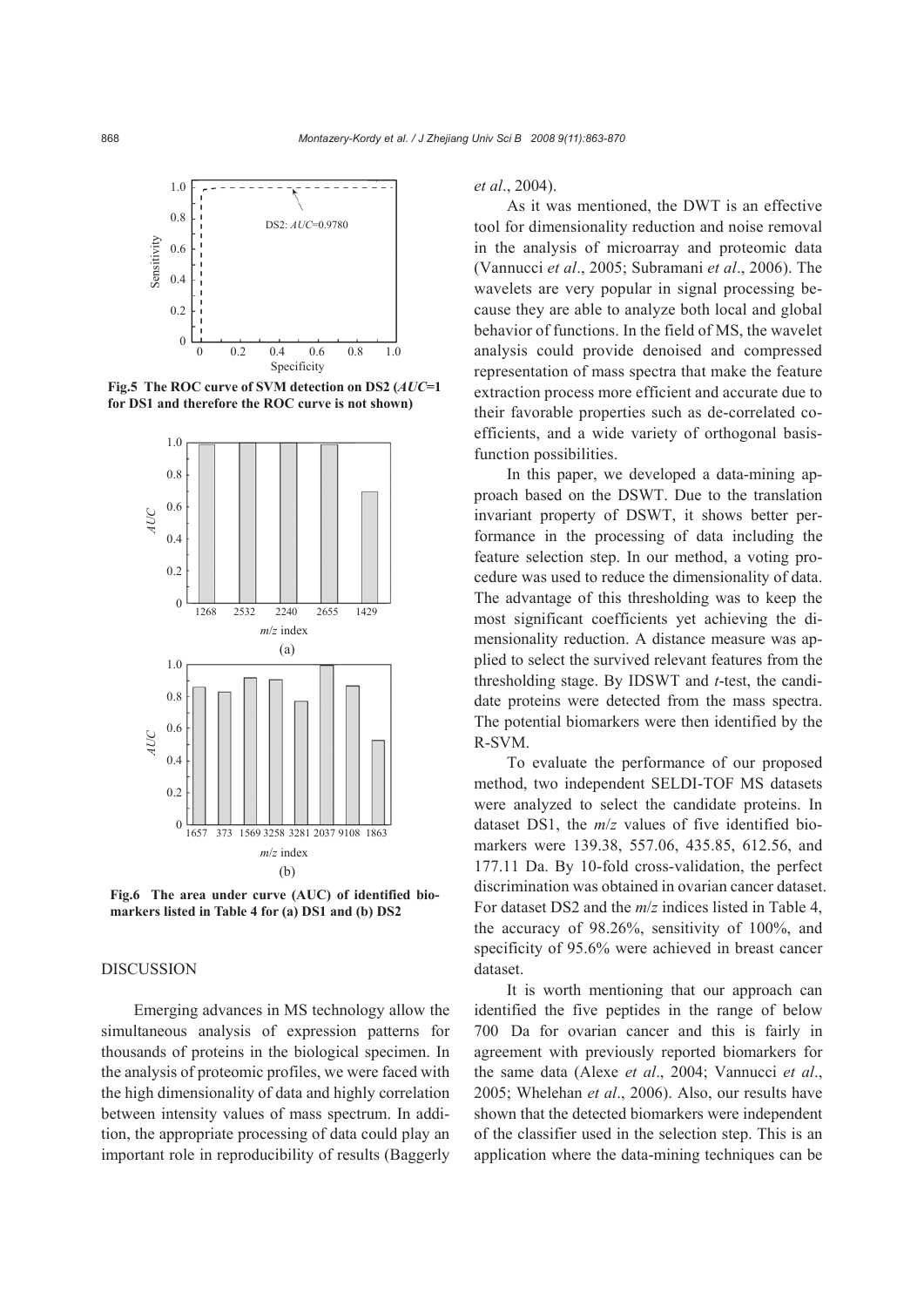Fig.5 The ROC curve of SVM detection on DS2 (*AUC*=1 for DS1 and therefore the ROC curve is not shown)

Fig.6 The area under curve (AUC) of identified biomarkers listed in Table 4 for (a) DS1 and (b) DS2

## DISCUSSION

Emerging advances in MS technology allow the simultaneous analysis of expression patterns for thousands of proteins in the biological specimen. In the analysis of proteomic profiles, we were faced with the high dimensionality of data and highly correlation between intensity values of mass spectrum. In addition, the appropriate processing of data could play an important role in reproducibility of results (Baggerly *et al*., 2004).

As it was mentioned, the DWT is an effective tool for dimensionality reduction and noise removal in the analysis of microarray and proteomic data (Vannucci *et al*., 2005; Subramani *et al*., 2006). The wavelets are very popular in signal processing because they are able to analyze both local and global behavior of functions. In the field of MS, the wavelet analysis could provide denoised and compressed representation of mass spectra that make the feature extraction process more efficient and accurate due to their favorable properties such as de-correlated coefficients, and a wide variety of orthogonal basis-function possibilities.

In this paper, we developed a data-mining approach based on the DSWT. Due to the translation invariant property of DSWT, it shows better performance in the processing of data including the feature selection step. In our method, a voting procedure was used to reduce the dimensionality of data. The advantage of this thresholding was to keep the most significant coefficients yet achieving the dimensionality reduction. A distance measure was applied to select the survived relevant features from the thresholding stage. By IDSWT and *t*-test, the candidate proteins were detected from the mass spectra. The potential biomarkers were then identified by the R-SVM.

To evaluate the performance of our proposed method, two independent SELDI-TOF MS datasets were analyzed to select the candidate proteins. In dataset DS1, the $m/z$ values of five identified biomarkers were 139.38, 557.06, 435.85, 612.56, and 177.11 Da. By 10-fold cross-validation, the perfect discrimination was obtained in ovarian cancer dataset. For dataset DS2 and the $m/z$ indices listed in Table 4, the accuracy of 98.26%, sensitivity of 100%, and specificity of 95.6% were achieved in breast cancer dataset.

It is worth mentioning that our approach can identified the five peptides in the range of below 700 Da for ovarian cancer and this is fairly in agreement with previously reported biomarkers for the same data (Alexe *et al*., 2004; Vannucci *et al*., 2005; Whelehan *et al*., 2006). Also, our results have shown that the detected biomarkers were independent of the classifier used in the selection step. This is an application where the data-mining techniques can be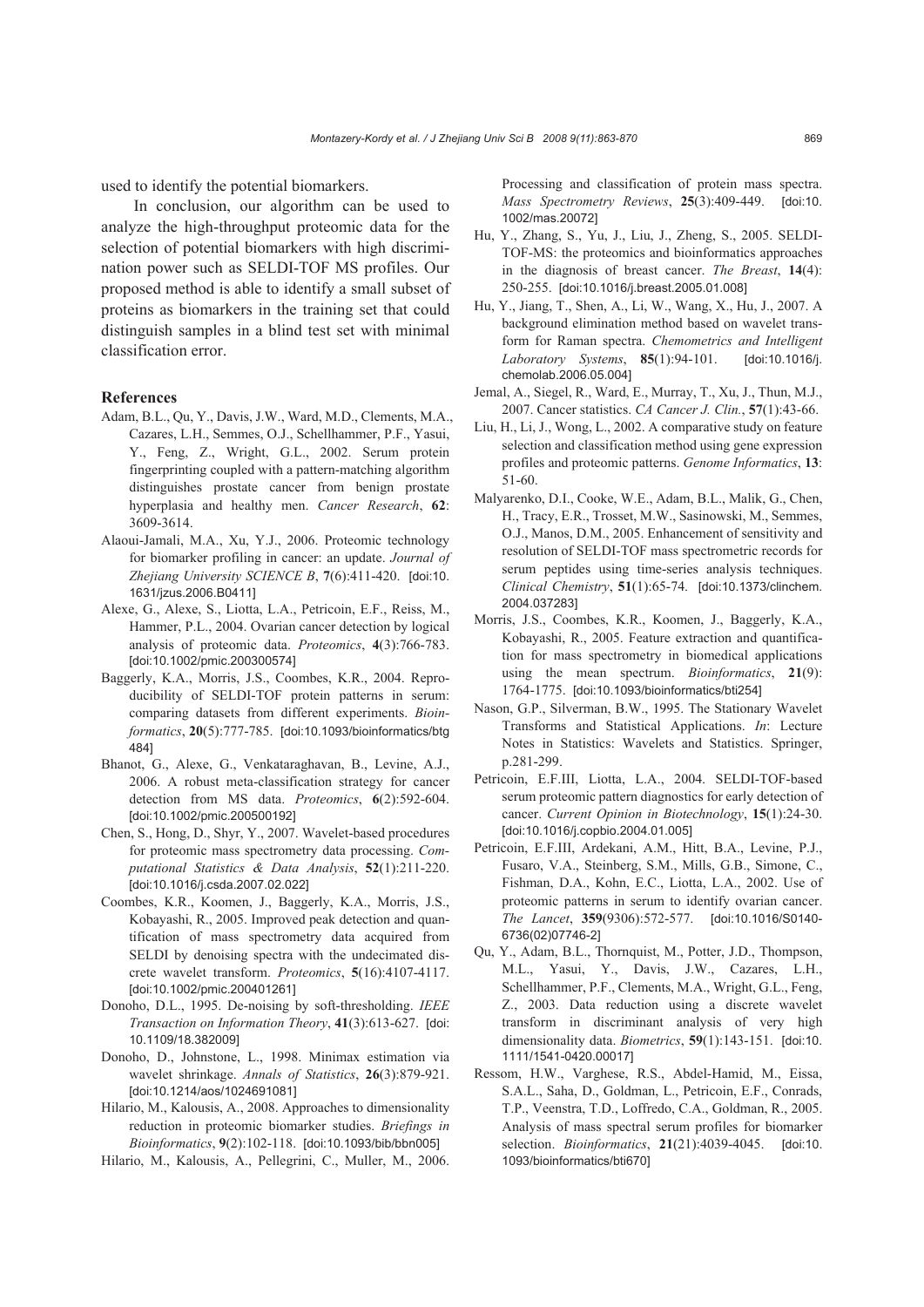used to identify the potential biomarkers.

In conclusion, our algorithm can be used to analyze the high-throughput proteomic data for the selection of potential biomarkers with high discrimination power such as SELDI-TOF MS profiles. Our proposed method is able to identify a small subset of proteins as biomarkers in the training set that could distinguish samples in a blind test set with minimal classification error.

## References

Adam, B.L., Qu, Y., Davis, J.W., Ward, M.D., Clements, M.A., Cazares, L.H., Semmes, O.J., Schellhammer, P.F., Yasui, Y., Feng, Z., Wright, G.L., 2002. Serum protein fingerprinting coupled with a pattern-matching algorithm distinguishes prostate cancer from benign prostate hyperplasia and healthy men. *Cancer Research*, **62**: 3609-3614.

Alaoui-Jamali, M.A., Xu, Y.J., 2006. Proteomic technology for biomarker profiling in cancer: an update. *Journal of Zhejiang University SCIENCE B*, **7**(6):411-420. [doi:10.1631/jzus.2006.B0411]

Alexe, G., Alexe, S., Liotta, L.A., Petricoin, E.F., Reiss, M., Hammer, P.L., 2004. Ovarian cancer detection by logical analysis of proteomic data. *Proteomics*, **4**(3):766-783. [doi:10.1002/pmic.200300574]

Baggerly, K.A., Morris, J.S., Coombes, K.R., 2004. Reproducibility of SELDI-TOF protein patterns in serum: comparing datasets from different experiments. *Bioinformatics*, **20**(5):777-785. [doi:10.1093/bioinformatics/btg484]

Bhanot, G., Alexe, G., Venkataraghavan, B., Levine, A.J., 2006. A robust meta-classification strategy for cancer detection from MS data. *Proteomics*, **6**(2):592-604. [doi:10.1002/pmic.200500192]

Chen, S., Hong, D., Shyr, Y., 2007. Wavelet-based procedures for proteomic mass spectrometry data processing. *Computational Statistics & Data Analysis*, **52**(1):211-220. [doi:10.1016/j.csda.2007.02.022]

Coombes, K.R., Koomen, J., Baggerly, K.A., Morris, J.S., Kobayashi, R., 2005. Improved peak detection and quantification of mass spectrometry data acquired from SELDI by denoising spectra with the undecimated discrete wavelet transform. *Proteomics*, **5**(16):4107-4117. [doi:10.1002/pmic.200401261]

Donoho, D.L., 1995. De-noising by soft-thresholding. *IEEE Transaction on Information Theory*, **41**(3):613-627. [doi:10.1109/18.382009]

Donoho, D., Johnstone, L., 1998. Minimax estimation via wavelet shrinkage. *Annals of Statistics*, **26**(3):879-921. [doi:10.1214/aos/1024691081]

Hilario, M., Kalousis, A., 2008. Approaches to dimensionality reduction in proteomic biomarker studies. *Briefings in Bioinformatics*, **9**(2):102-118. [doi:10.1093/bib/bbn005]

Hilario, M., Kalousis, A., Pellegrini, C., Muller, M., 2006. Processing and classification of protein mass spectra. *Mass Spectrometry Reviews*, **25**(3):409-449. [doi:10.1002/mas.20072]

Hu, Y., Zhang, S., Yu, J., Liu, J., Zheng, S., 2005. SELDI-TOF-MS: the proteomics and bioinformatics approaches in the diagnosis of breast cancer. *The Breast*, **14**(4): 250-255. [doi:10.1016/j.breast.2005.01.008]

Hu, Y., Jiang, T., Shen, A., Li, W., Wang, X., Hu, J., 2007. A background elimination method based on wavelet transform for Raman spectra. *Chemometrics and Intelligent Laboratory Systems*, **85**(1):94-101. [doi:10.1016/j.chemolab.2006.05.004]

Jemal, A., Siegel, R., Ward, E., Murray, T., Xu, J., Thun, M.J., 2007. Cancer statistics. *CA Cancer J. Clin.*, **57**(1):43-66.

Liu, H., Li, J., Wong, L., 2002. A comparative study on feature selection and classification method using gene expression profiles and proteomic patterns. *Genome Informatics*, **13**: 51-60.

Malyarenko, D.I., Cooke, W.E., Adam, B.L., Malik, G., Chen, H., Tracy, E.R., Trosset, M.W., Sasinowski, M., Semmes, O.J., Manos, D.M., 2005. Enhancement of sensitivity and resolution of SELDI-TOF mass spectrometric records for serum peptides using time-series analysis techniques. *Clinical Chemistry*, **51**(1):65-74. [doi:10.1373/clinchem.2004.037283]

Morris, J.S., Coombes, K.R., Koomen, J., Baggerly, K.A., Kobayashi, R., 2005. Feature extraction and quantification for mass spectrometry in biomedical applications using the mean spectrum. *Bioinformatics*, **21**(9): 1764-1775. [doi:10.1093/bioinformatics/bti254]

Nason, G.P., Silverman, B.W., 1995. The Stationary Wavelet Transforms and Statistical Applications. *In*: Lecture Notes in Statistics: Wavelets and Statistics. Springer, p.281-299.

Petricoin, E.F.III, Liotta, L.A., 2004. SELDI-TOF-based serum proteomic pattern diagnostics for early detection of cancer. *Current Opinion in Biotechnology*, **15**(1):24-30. [doi:10.1016/j.copbio.2004.01.005]

Petricoin, E.F.III, Ardekani, A.M., Hitt, B.A., Levine, P.J., Fusaro, V.A., Steinberg, S.M., Mills, G.B., Simone, C., Fishman, D.A., Kohn, E.C., Liotta, L.A., 2002. Use of proteomic patterns in serum to identify ovarian cancer. *The Lancet*, **359**(9306):572-577. [doi:10.1016/S0140-6736(02)07746-2]

Qu, Y., Adam, B.L., Thornquist, M., Potter, J.D., Thompson, M.L., Yasui, Y., Davis, J.W., Cazares, L.H., Schellhammer, P.F., Clements, M.A., Wright, G.L., Feng, Z., 2003. Data reduction using a discrete wavelet transform in discriminant analysis of very high dimensionality data. *Biometrics*, **59**(1):143-151. [doi:10.1111/1541-0420.00017]

Ressom, H.W., Varghese, R.S., Abdel-Hamid, M., Eissa, S.A.L., Saha, D., Goldman, L., Petricoin, E.F., Conrads, T.P., Veenstra, T.D., Loffredo, C.A., Goldman, R., 2005. Analysis of mass spectral serum profiles for biomarker selection. *Bioinformatics*, **21**(21):4039-4045. [doi:10.1093/bioinformatics/bti670]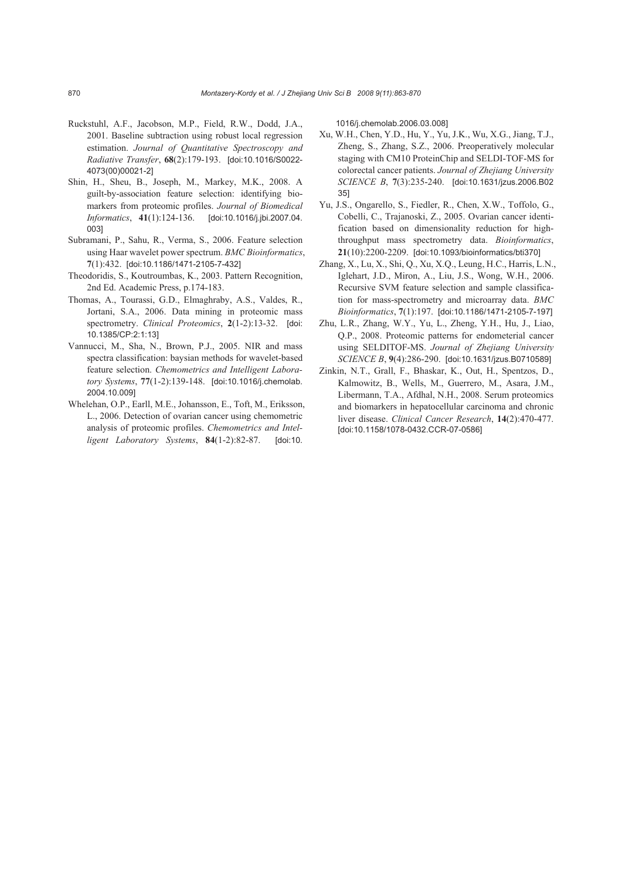Ruckstuhl, A.F., Jacobson, M.P., Field, R.W., Dodd, J.A., 2001. Baseline subtraction using robust local regression estimation. *Journal of Quantitative Spectroscopy and Radiative Transfer*, **68**(2):179-193. [doi:10.1016/S0022-4073(00)00021-2]

Shin, H., Sheu, B., Joseph, M., Markey, M.K., 2008. A guilt-by-association feature selection: identifying biomarkers from proteomic profiles. *Journal of Biomedical Informatics*, **41**(1):124-136. [doi:10.1016/j.jbi.2007.04.003]

Subramani, P., Sahu, R., Verma, S., 2006. Feature selection using Haar wavelet power spectrum. *BMC Bioinformatics*, **7**(1):432. [doi:10.1186/1471-2105-7-432]

Theodoridis, S., Koutroumbas, K., 2003. Pattern Recognition, 2nd Ed. Academic Press, p.174-183.

Thomas, A., Tourassi, G.D., Elmaghraby, A.S., Valdes, R., Jortani, S.A., 2006. Data mining in proteomic mass spectrometry. *Clinical Proteomics*, **2**(1-2):13-32. [doi:10.1385/CP:2:1:13]

Vannucci, M., Sha, N., Brown, P.J., 2005. NIR and mass spectra classification: baysian methods for wavelet-based feature selection. *Chemometrics and Intelligent Laboratory Systems*, **77**(1-2):139-148. [doi:10.1016/j.chemolab.2004.10.009]

Whelehan, O.P., Earll, M.E., Johansson, E., Toft, M., Eriksson, L., 2006. Detection of ovarian cancer using chemometric analysis of proteomic profiles. *Chemometrics and Intelligent Laboratory Systems*, **84**(1-2):82-87. [doi:10.1016/j.chemolab.2006.03.008]

Xu, W.H., Chen, Y.D., Hu, Y., Yu, J.K., Wu, X.G., Jiang, T.J., Zheng, S., Zhang, S.Z., 2006. Preoperatively molecular staging with CM10 ProteinChip and SELDI-TOF-MS for colorectal cancer patients. *Journal of Zhejiang University SCIENCE B*, **7**(3):235-240. [doi:10.1631/jzus.2006.B0235]

Yu, J.S., Ongarello, S., Fiedler, R., Chen, X.W., Toffolo, G., Cobelli, C., Trajanoski, Z., 2005. Ovarian cancer identification based on dimensionality reduction for high-throughput mass spectrometry data. *Bioinformatics*, **21**(10):2200-2209. [doi:10.1093/bioinformatics/bti370]

Zhang, X., Lu, X., Shi, Q., Xu, X.Q., Leung, H.C., Harris, L.N., Iglehart, J.D., Miron, A., Liu, J.S., Wong, W.H., 2006. Recursive SVM feature selection and sample classification for mass-spectrometry and microarray data. *BMC Bioinformatics*, **7**(1):197. [doi:10.1186/1471-2105-7-197]

Zhu, L.R., Zhang, W.Y., Yu, L., Zheng, Y.H., Hu, J., Liao, Q.P., 2008. Proteomic patterns for endometerial cancer using SELDITOF-MS. *Journal of Zhejiang University SCIENCE B*, **9**(4):286-290. [doi:10.1631/jzus.B0710589]

Zinkin, N.T., Grall, F., Bhaskar, K., Out, H., Spentzos, D., Kalmowitz, B., Wells, M., Guerrero, M., Asara, J.M., Libermann, T.A., Afdhal, N.H., 2008. Serum proteomics and biomarkers in hepatocellular carcinoma and chronic liver disease. *Clinical Cancer Research*, **14**(2):470-477. [doi:10.1158/1078-0432.CCR-07-0586]